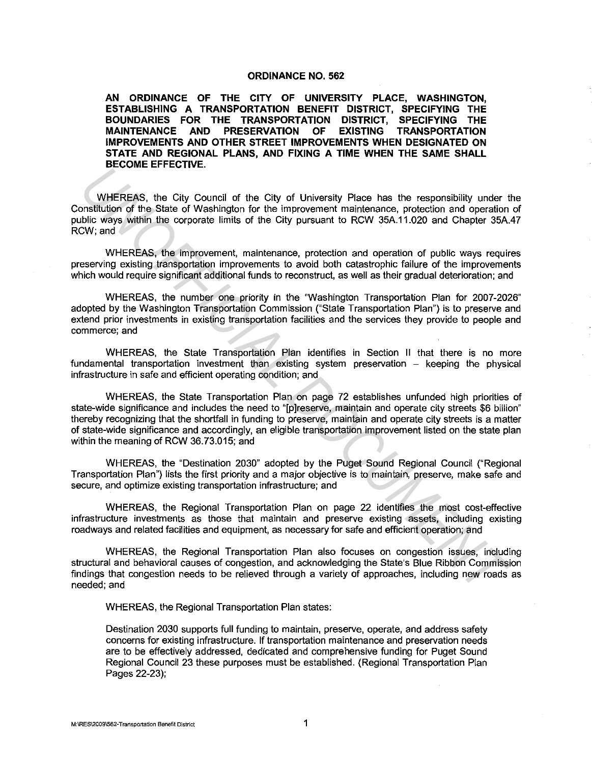# ORDINANCE NO. 562

**AN ORDINANCE OF THE CITY OF UNIVERSITY PLACE, WASHINGTON, ESTABLISHING A TRANSPORTATION BENEFIT DISTRICT, SPECIFYING THE BOUNDARIES FOR THE TRANSPORTATION DISTRICT, SPECIFYING THE MAINTENANCE AND PRESERVATION OF EXISTING TRANSPORTATION IMPROVEMENTS AND OTHER STREET IMPROVEMENTS WHEN DESIGNATED ON STATE AND REGIONAL PLANS, AND FIXING A TIME WHEN THE SAME SHALL BECOME EFFECTIVE.**

WHEREAS, the City Council of the City of University Place has the responsibility under the Constitution of the State of Washington for the improvement maintenance, protection and operation of public ways within the corporate limits of the City pursuant to RCW 35A.11.020 and Chapter 35A.47 RCW; and

WHEREAS, the improvement, maintenance, protection and operation of public ways requires preserving existing transportation improvements to avoid both catastrophic failure of the improvements which would require significant additional funds to reconstruct, as well as their gradual deterioration; and

WHEREAS, the number one priority in the "Washington Transportation Plan for 2007-2026" adopted by the Washington Transportation Commission ("State Transportation Plan") is to preserve and extend prior investments in existing transportation facilities and the services they provide to people and commerce; and

WHEREAS, the State Transportation Plan identifies in Section II that there is no more fundamental transportation investment than existing system preservation – keeping the physical infrastructure in safe and efficient operating condition; and

WHEREAS, the State Transportation Plan on page 72 establishes unfunded high priorities of state-wide significance and includes the need to "[p]reserve, maintain and operate city streets $6 billion" thereby recognizing that the shortfall in funding to preserve, maintain and operate city streets is a matter of state-wide significance and accordingly, an eligible transportation improvement listed on the state plan within the meaning of RCW 36.73.015; and

WHEREAS, the "Destination 2030" adopted by the Puget Sound Regional Council ("Regional Transportation Plan") lists the first priority and a major objective is to maintain, preserve, make safe and secure, and optimize existing transportation infrastructure; and

WHEREAS, the Regional Transportation Plan on page 22 identifies the most cost-effective infrastructure investments as those that maintain and preserve existing assets, including existing roadways and related facilities and equipment, as necessary for safe and efficient operation; and

WHEREAS, the Regional Transportation Plan also focuses on congestion issues, including structural and behavioral causes of congestion, and acknowledging the State's Blue Ribbon Commission findings that congestion needs to be relieved through a variety of approaches, including new roads as needed; and

WHEREAS, the Regional Transportation Plan states:

> Destination 2030 supports full funding to maintain, preserve, operate, and address safety concerns for existing infrastructure. If transportation maintenance and preservation needs are to be effectively addressed, dedicated and comprehensive funding for Puget Sound Regional Council 23 these purposes must be established. (Regional Transportation Plan Pages 22-23);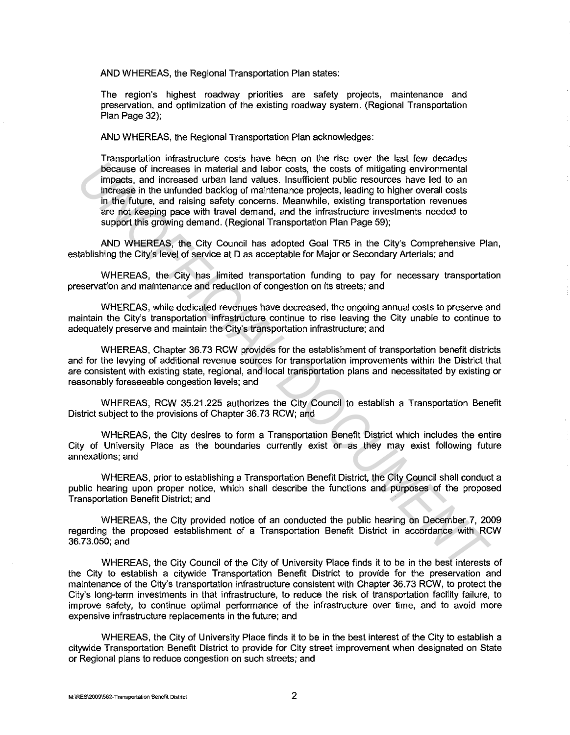AND WHEREAS, the Regional Transportation Plan states:

The region's highest roadway priorities are safety projects, maintenance and preservation, and optimization of the existing roadway system. (Regional Transportation Plan Page 32);

AND WHEREAS, the Regional Transportation Plan acknowledges:

Transportation infrastructure costs have been on the rise over the last few decades because of increases in material and labor costs, the costs of mitigating environmental impacts, and increased urban land values. Insufficient public resources have led to an increase in the unfunded backlog of maintenance projects, leading to higher overall costs in the future, and raising safety concerns. Meanwhile, existing transportation revenues are not keeping pace with travel demand, and the infrastructure investments needed to support this growing demand. (Regional Transportation Plan Page 59);

AND WHEREAS, the City Council has adopted Goal TR5 in the City's Comprehensive Plan, establishing the City's level of service at D as acceptable for Major or Secondary Arterials; and

WHEREAS, the City has limited transportation funding to pay for necessary transportation preservation and maintenance and reduction of congestion on its streets; and

WHEREAS, while dedicated revenues have decreased, the ongoing annual costs to preserve and maintain the City's transportation infrastructure continue to rise leaving the City unable to continue to adequately preserve and maintain the City's transportation infrastructure; and

WHEREAS, Chapter 36.73 RCW provides for the establishment of transportation benefit districts and for the levying of additional revenue sources for transportation improvements within the District that are consistent with existing state, regional, and local transportation plans and necessitated by existing or reasonably foreseeable congestion levels; and

WHEREAS, RCW 35.21.225 authorizes the City Council to establish a Transportation Benefit District subject to the provisions of Chapter 36.73 RCW; and

WHEREAS, the City desires to form a Transportation Benefit District which includes the entire City of University Place as the boundaries currently exist or as they may exist following future annexations; and

WHEREAS, prior to establishing a Transportation Benefit District, the City Council shall conduct a public hearing upon proper notice, which shall describe the functions and purposes of the proposed Transportation Benefit District; and

WHEREAS, the City provided notice of an conducted the public hearing on December 7, 2009 regarding the proposed establishment of a Transportation Benefit District in accordance with RCW 36.73.050; and

WHEREAS, the City Council of the City of University Place finds it to be in the best interests of the City to establish a citywide Transportation Benefit District to provide for the preservation and maintenance of the City's transportation infrastructure consistent with Chapter 36.73 RCW, to protect the City's long-term investments in that infrastructure, to reduce the risk of transportation facility failure, to improve safety, to continue optimal performance of the infrastructure over time, and to avoid more expensive infrastructure replacements in the future; and

WHEREAS, the City of University Place finds it to be in the best interest of the City to establish a citywide Transportation Benefit District to provide for City street improvement when designated on State or Regional plans to reduce congestion on such streets; and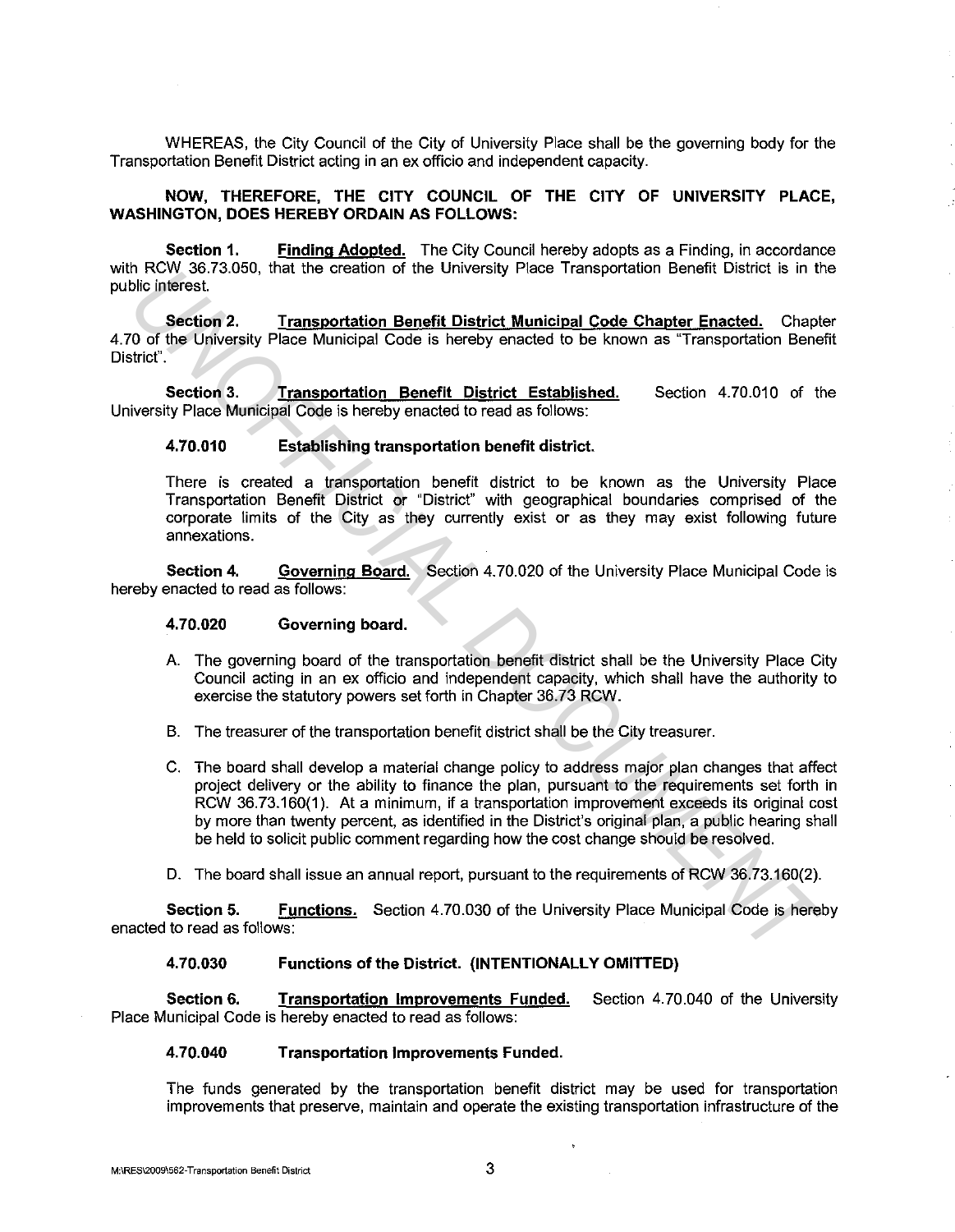WHEREAS, the City Council of the City of University Place shall be the governing body for the Transportation Benefit District acting in an ex officio and independent capacity.

**NOW, THEREFORE, THE CITY COUNCIL OF THE CITY OF UNIVERSITY PLACE, WASHINGTON, DOES HEREBY ORDAIN AS FOLLOWS:**

**Section 1.** **Finding Adopted.** The City Council hereby adopts as a Finding, in accordance with RCW 36.73.050, that the creation of the University Place Transportation Benefit District is in the public interest.

**Section 2.** **Transportation Benefit District Municipal Code Chapter Enacted.** Chapter 4.70 of the University Place Municipal Code is hereby enacted to be known as "Transportation Benefit District".

**Section 3.** **Transportation Benefit District Established.** Section 4.70.010 of the University Place Municipal Code is hereby enacted to read as follows:

**4.70.010 Establishing transportation benefit district.**

There is created a transportation benefit district to be known as the University Place Transportation Benefit District or "District" with geographical boundaries comprised of the corporate limits of the City as they currently exist or as they may exist following future annexations.

**Section 4.** **Governing Board.** Section 4.70.020 of the University Place Municipal Code is hereby enacted to read as follows:

**4.70.020 Governing board.**

A. The governing board of the transportation benefit district shall be the University Place City Council acting in an ex officio and independent capacity, which shall have the authority to exercise the statutory powers set forth in Chapter 36.73 RCW.

B. The treasurer of the transportation benefit district shall be the City treasurer.

C. The board shall develop a material change policy to address major plan changes that affect project delivery or the ability to finance the plan, pursuant to the requirements set forth in RCW 36.73.160(1). At a minimum, if a transportation improvement exceeds its original cost by more than twenty percent, as identified in the District's original plan, a public hearing shall be held to solicit public comment regarding how the cost change should be resolved.

D. The board shall issue an annual report, pursuant to the requirements of RCW 36.73.160(2).

**Section 5.** **Functions.** Section 4.70.030 of the University Place Municipal Code is hereby enacted to read as follows:

**4.70.030 Functions of the District. (INTENTIONALLY OMITTED)**

**Section 6.** **Transportation Improvements Funded.** Section 4.70.040 of the University Place Municipal Code is hereby enacted to read as follows:

**4.70.040 Transportation Improvements Funded.**

The funds generated by the transportation benefit district may be used for transportation improvements that preserve, maintain and operate the existing transportation infrastructure of the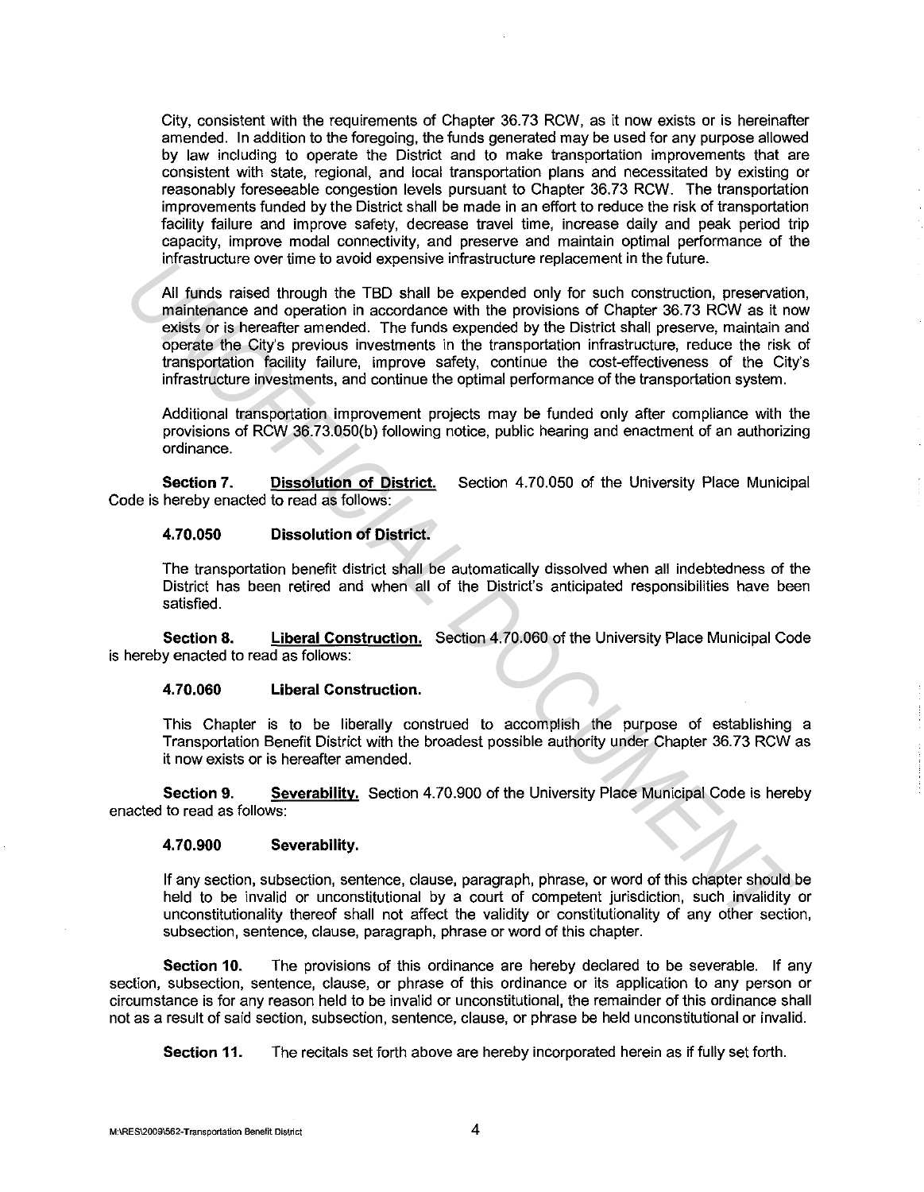City, consistent with the requirements of Chapter 36.73 RCW, as it now exists or is hereinafter amended. In addition to the foregoing, the funds generated may be used for any purpose allowed by law including to operate the District and to make transportation improvements that are consistent with state, regional, and local transportation plans and necessitated by existing or reasonably foreseeable congestion levels pursuant to Chapter 36.73 RCW. The transportation improvements funded by the District shall be made in an effort to reduce the risk of transportation facility failure and improve safety, decrease travel time, increase daily and peak period trip capacity, improve modal connectivity, and preserve and maintain optimal performance of the infrastructure over time to avoid expensive infrastructure replacement in the future.

All funds raised through the TBD shall be expended only for such construction, preservation, maintenance and operation in accordance with the provisions of Chapter 36.73 RCW as it now exists or is hereafter amended. The funds expended by the District shall preserve, maintain and operate the City's previous investments in the transportation infrastructure, reduce the risk of transportation facility failure, improve safety, continue the cost-effectiveness of the City's infrastructure investments, and continue the optimal performance of the transportation system.

Additional transportation improvement projects may be funded only after compliance with the provisions of RCW 36.73.050(b) following notice, public hearing and enactment of an authorizing ordinance.

**Section 7.** **Dissolution of District.** Section 4.70.050 of the University Place Municipal Code is hereby enacted to read as follows:

**4.70.050 Dissolution of District.**

The transportation benefit district shall be automatically dissolved when all indebtedness of the District has been retired and when all of the District's anticipated responsibilities have been satisfied.

**Section 8.** **Liberal Construction.** Section 4.70.060 of the University Place Municipal Code is hereby enacted to read as follows:

**4.70.060 Liberal Construction.**

This Chapter is to be liberally construed to accomplish the purpose of establishing a Transportation Benefit District with the broadest possible authority under Chapter 36.73 RCW as it now exists or is hereafter amended.

**Section 9.** **Severability.** Section 4.70.900 of the University Place Municipal Code is hereby enacted to read as follows:

**4.70.900 Severability.**

If any section, subsection, sentence, clause, paragraph, phrase, or word of this chapter should be held to be invalid or unconstitutional by a court of competent jurisdiction, such invalidity or unconstitutionality thereof shall not affect the validity or constitutionality of any other section, subsection, sentence, clause, paragraph, phrase or word of this chapter.

**Section 10.** The provisions of this ordinance are hereby declared to be severable. If any section, subsection, sentence, clause, or phrase of this ordinance or its application to any person or circumstance is for any reason held to be invalid or unconstitutional, the remainder of this ordinance shall not as a result of said section, subsection, sentence, clause, or phrase be held unconstitutional or invalid.

**Section 11.** The recitals set forth above are hereby incorporated herein as if fully set forth.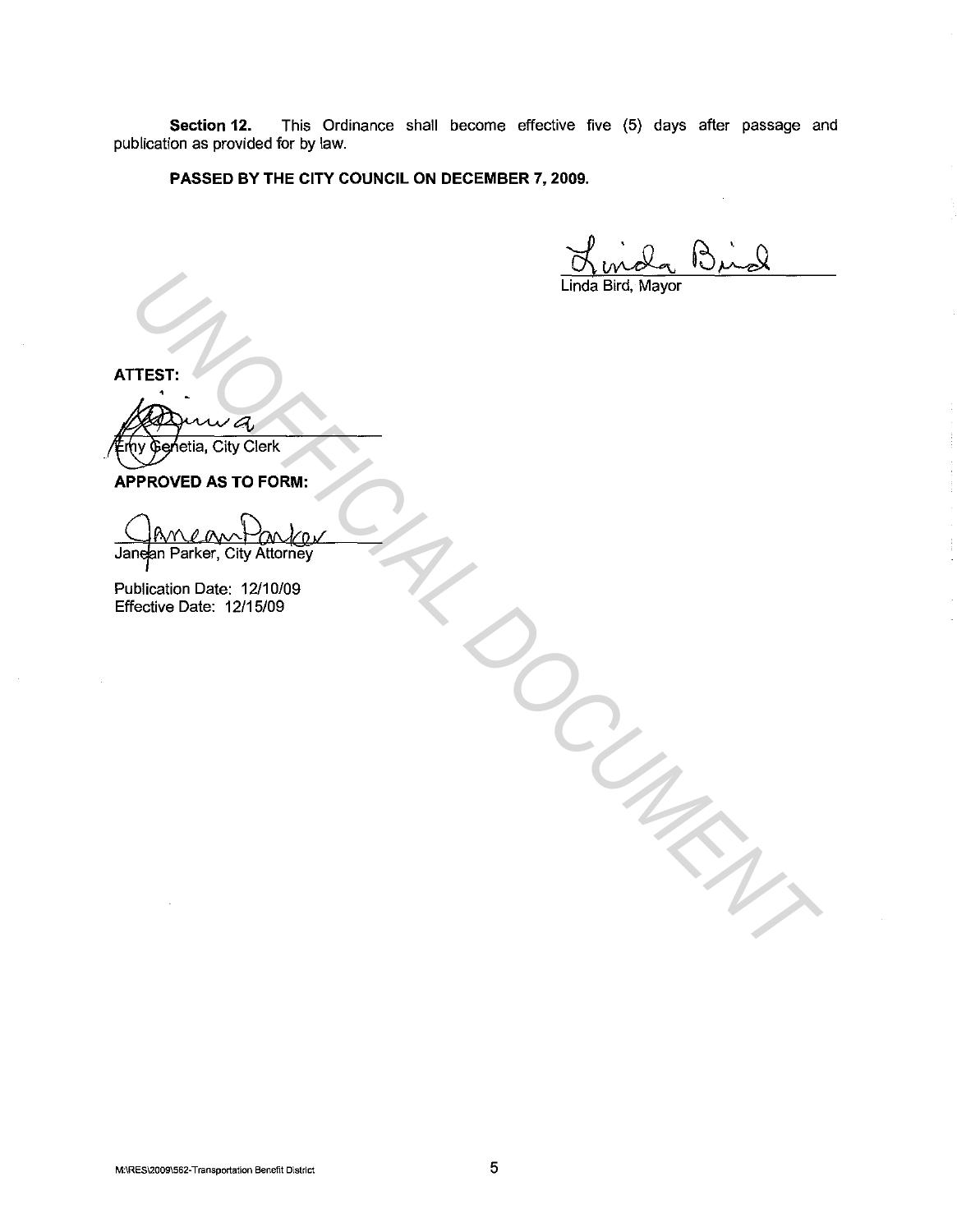**Section 12.** This Ordinance shall become effective five (5) days after passage and publication as provided for by law.

**PASSED BY THE CITY COUNCIL ON DECEMBER 7, 2009.**

Linda Bird, Mayor

**ATTEST:**

Emy Genetia, City Clerk

**APPROVED AS TO FORM:**

Janean Parker, City Attorney

Publication Date: 12/10/09
Effective Date: 12/15/09

UNOFFICIAL DOCUMENT

M:\RES\2009\562-Transportation Benefit District